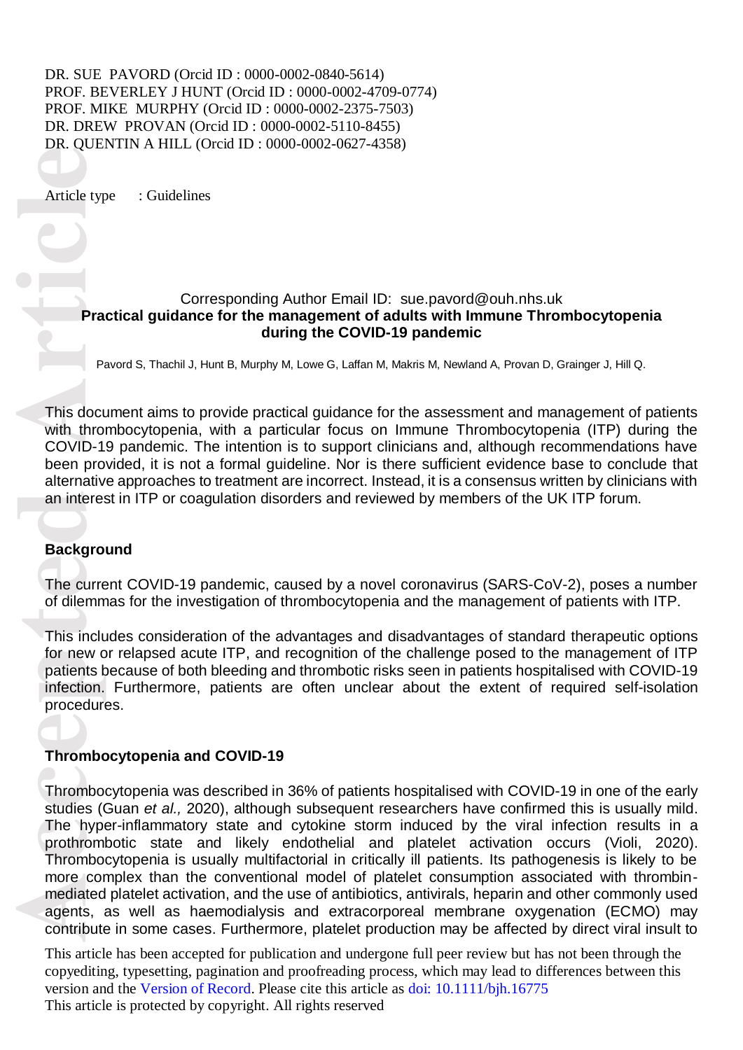DR. SUE PAVORD (Orcid ID : 0000-0002-0840-5614)
PROF. BEVERLEY J HUNT (Orcid ID : 0000-0002-4709-0774)
PROF. MIKE MURPHY (Orcid ID : 0000-0002-2375-7503)
DR. DREW PROVAN (Orcid ID : 0000-0002-5110-8455)
DR. QUENTIN A HILL (Orcid ID : 0000-0002-0627-4358)

Article type : Guidelines

Corresponding Author Email ID: sue.pavord@ouh.nhs.uk

# Practical guidance for the management of adults with Immune Thrombocytopenia during the COVID-19 pandemic

Pavord S, Thachil J, Hunt B, Murphy M, Lowe G, Laffan M, Makris M, Newland A, Provan D, Grainger J, Hill Q.

This document aims to provide practical guidance for the assessment and management of patients with thrombocytopenia, with a particular focus on Immune Thrombocytopenia (ITP) during the COVID-19 pandemic. The intention is to support clinicians and, although recommendations have been provided, it is not a formal guideline. Nor is there sufficient evidence base to conclude that alternative approaches to treatment are incorrect. Instead, it is a consensus written by clinicians with an interest in ITP or coagulation disorders and reviewed by members of the UK ITP forum.

## Background

The current COVID-19 pandemic, caused by a novel coronavirus (SARS-CoV-2), poses a number of dilemmas for the investigation of thrombocytopenia and the management of patients with ITP.

This includes consideration of the advantages and disadvantages of standard therapeutic options for new or relapsed acute ITP, and recognition of the challenge posed to the management of ITP patients because of both bleeding and thrombotic risks seen in patients hospitalised with COVID-19 infection. Furthermore, patients are often unclear about the extent of required self-isolation procedures.

## Thrombocytopenia and COVID-19

Thrombocytopenia was described in 36% of patients hospitalised with COVID-19 in one of the early studies (Guan *et al.,* 2020), although subsequent researchers have confirmed this is usually mild. The hyper-inflammatory state and cytokine storm induced by the viral infection results in a prothrombotic state and likely endothelial and platelet activation occurs (Violi, 2020). Thrombocytopenia is usually multifactorial in critically ill patients. Its pathogenesis is likely to be more complex than the conventional model of platelet consumption associated with thrombin-mediated platelet activation, and the use of antibiotics, antivirals, heparin and other commonly used agents, as well as haemodialysis and extracorporeal membrane oxygenation (ECMO) may contribute in some cases. Furthermore, platelet production may be affected by direct viral insult to

This article has been accepted for publication and undergone full peer review but has not been through the copyediting, typesetting, pagination and proofreading process, which may lead to differences between this version and the Version of Record. Please cite this article as doi: 10.1111/bjh.16775

This article is protected by copyright. All rights reserved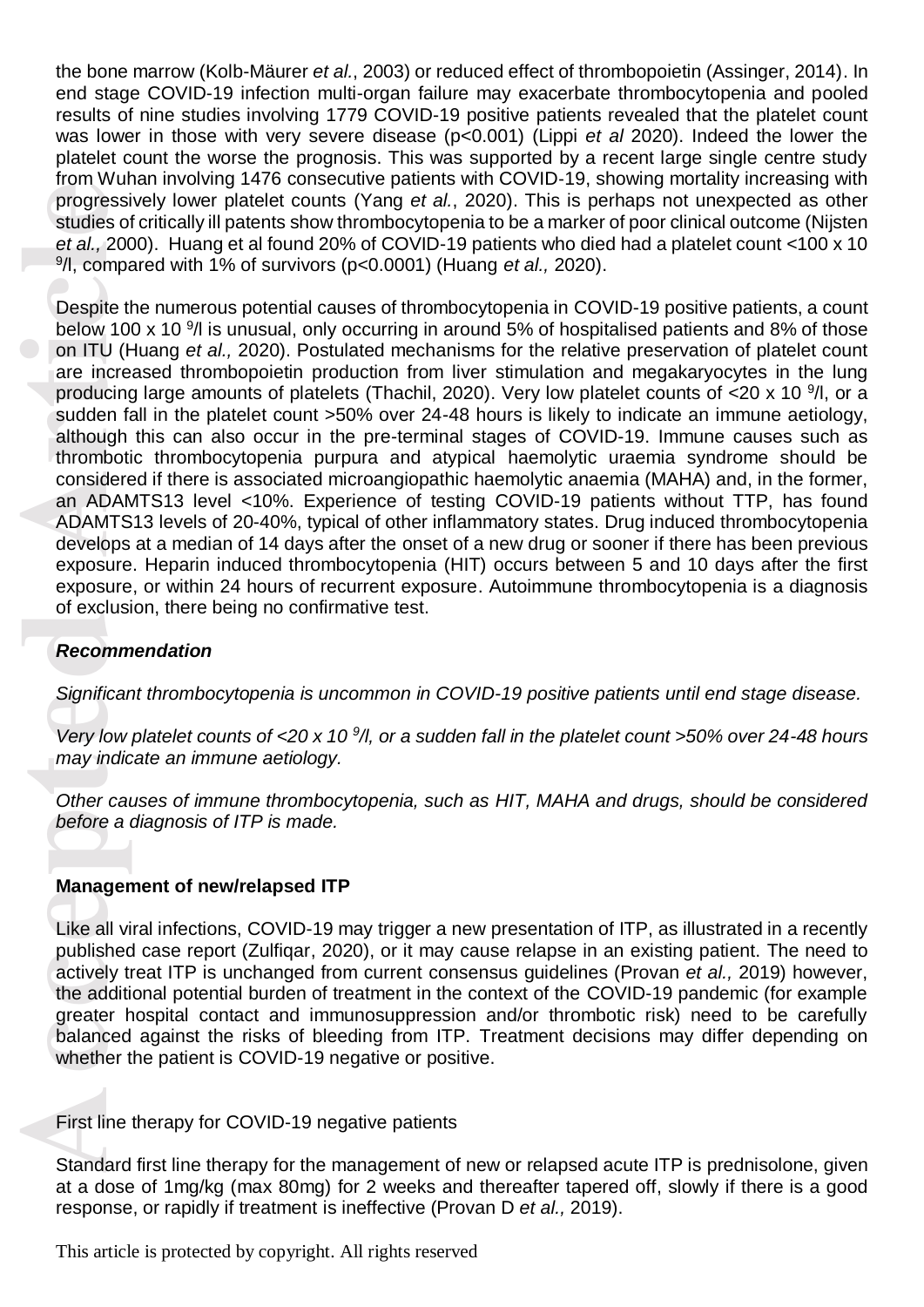the bone marrow (Kolb-Mäurer *et al.*, 2003) or reduced effect of thrombopoietin (Assinger, 2014). In end stage COVID-19 infection multi-organ failure may exacerbate thrombocytopenia and pooled results of nine studies involving 1779 COVID-19 positive patients revealed that the platelet count was lower in those with very severe disease ($p<0.001$) (Lippi *et al* 2020). Indeed the lower the platelet count the worse the prognosis. This was supported by a recent large single centre study from Wuhan involving 1476 consecutive patients with COVID-19, showing mortality increasing with progressively lower platelet counts (Yang *et al.*, 2020). This is perhaps not unexpected as other studies of critically ill patents show thrombocytopenia to be a marker of poor clinical outcome (Nijsten *et al.,* 2000). Huang et al found 20% of COVID-19 patients who died had a platelet count $<100 \times 10^9$/l, compared with 1% of survivors ($p<0.0001$) (Huang *et al.,* 2020).

Despite the numerous potential causes of thrombocytopenia in COVID-19 positive patients, a count below $100 \times 10^9$/l is unusual, only occurring in around 5% of hospitalised patients and 8% of those on ITU (Huang *et al.,* 2020). Postulated mechanisms for the relative preservation of platelet count are increased thrombopoietin production from liver stimulation and megakaryocytes in the lung producing large amounts of platelets (Thachil, 2020). Very low platelet counts of $<20 \times 10^9$/l, or a sudden fall in the platelet count >50% over 24-48 hours is likely to indicate an immune aetiology, although this can also occur in the pre-terminal stages of COVID-19. Immune causes such as thrombotic thrombocytopenia purpura and atypical haemolytic uraemia syndrome should be considered if there is associated microangiopathic haemolytic anaemia (MAHA) and, in the former, an ADAMTS13 level <10%. Experience of testing COVID-19 patients without TTP, has found ADAMTS13 levels of 20-40%, typical of other inflammatory states. Drug induced thrombocytopenia develops at a median of 14 days after the onset of a new drug or sooner if there has been previous exposure. Heparin induced thrombocytopenia (HIT) occurs between 5 and 10 days after the first exposure, or within 24 hours of recurrent exposure. Autoimmune thrombocytopenia is a diagnosis of exclusion, there being no confirmative test.

***Recommendation***

*Significant thrombocytopenia is uncommon in COVID-19 positive patients until end stage disease.*

*Very low platelet counts of $<20 \times 10^9$/l, or a sudden fall in the platelet count >50% over 24-48 hours may indicate an immune aetiology.*

*Other causes of immune thrombocytopenia, such as HIT, MAHA and drugs, should be considered before a diagnosis of ITP is made.*

**Management of new/relapsed ITP**

Like all viral infections, COVID-19 may trigger a new presentation of ITP, as illustrated in a recently published case report (Zulfiqar, 2020), or it may cause relapse in an existing patient. The need to actively treat ITP is unchanged from current consensus guidelines (Provan *et al.,* 2019) however, the additional potential burden of treatment in the context of the COVID-19 pandemic (for example greater hospital contact and immunosuppression and/or thrombotic risk) need to be carefully balanced against the risks of bleeding from ITP. Treatment decisions may differ depending on whether the patient is COVID-19 negative or positive.

First line therapy for COVID-19 negative patients

Standard first line therapy for the management of new or relapsed acute ITP is prednisolone, given at a dose of 1mg/kg (max 80mg) for 2 weeks and thereafter tapered off, slowly if there is a good response, or rapidly if treatment is ineffective (Provan D *et al.,* 2019).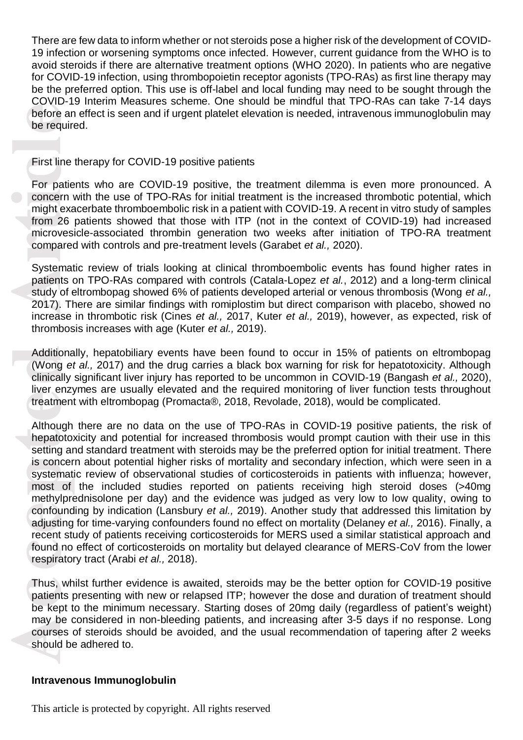There are few data to inform whether or not steroids pose a higher risk of the development of COVID-19 infection or worsening symptoms once infected. However, current guidance from the WHO is to avoid steroids if there are alternative treatment options (WHO 2020). In patients who are negative for COVID-19 infection, using thrombopoietin receptor agonists (TPO-RAs) as first line therapy may be the preferred option. This use is off-label and local funding may need to be sought through the COVID-19 Interim Measures scheme. One should be mindful that TPO-RAs can take 7-14 days before an effect is seen and if urgent platelet elevation is needed, intravenous immunoglobulin may be required.

First line therapy for COVID-19 positive patients

For patients who are COVID-19 positive, the treatment dilemma is even more pronounced. A concern with the use of TPO-RAs for initial treatment is the increased thrombotic potential, which might exacerbate thromboembolic risk in a patient with COVID-19. A recent in vitro study of samples from 26 patients showed that those with ITP (not in the context of COVID-19) had increased microvesicle-associated thrombin generation two weeks after initiation of TPO-RA treatment compared with controls and pre-treatment levels (Garabet *et al.,* 2020).

Systematic review of trials looking at clinical thromboembolic events has found higher rates in patients on TPO-RAs compared with controls (Catala-Lopez *et al.*, 2012) and a long-term clinical study of eltrombopag showed 6% of patients developed arterial or venous thrombosis (Wong *et al.,* 2017). There are similar findings with romiplostim but direct comparison with placebo, showed no increase in thrombotic risk (Cines *et al.,* 2017, Kuter *et al.,* 2019), however, as expected, risk of thrombosis increases with age (Kuter *et al.,* 2019).

Additionally, hepatobiliary events have been found to occur in 15% of patients on eltrombopag (Wong *et al.,* 2017) and the drug carries a black box warning for risk for hepatotoxicity. Although clinically significant liver injury has reported to be uncommon in COVID-19 (Bangash *et al.,* 2020), liver enzymes are usually elevated and the required monitoring of liver function tests throughout treatment with eltrombopag (Promacta®, 2018, Revolade, 2018), would be complicated.

Although there are no data on the use of TPO-RAs in COVID-19 positive patients, the risk of hepatotoxicity and potential for increased thrombosis would prompt caution with their use in this setting and standard treatment with steroids may be the preferred option for initial treatment. There is concern about potential higher risks of mortality and secondary infection, which were seen in a systematic review of observational studies of corticosteroids in patients with influenza; however, most of the included studies reported on patients receiving high steroid doses (>40mg methylprednisolone per day) and the evidence was judged as very low to low quality, owing to confounding by indication (Lansbury *et al.,* 2019). Another study that addressed this limitation by adjusting for time-varying confounders found no effect on mortality (Delaney *et al.,* 2016). Finally, a recent study of patients receiving corticosteroids for MERS used a similar statistical approach and found no effect of corticosteroids on mortality but delayed clearance of MERS-CoV from the lower respiratory tract (Arabi *et al.,* 2018).

Thus, whilst further evidence is awaited, steroids may be the better option for COVID-19 positive patients presenting with new or relapsed ITP; however the dose and duration of treatment should be kept to the minimum necessary. Starting doses of 20mg daily (regardless of patient's weight) may be considered in non-bleeding patients, and increasing after 3-5 days if no response. Long courses of steroids should be avoided, and the usual recommendation of tapering after 2 weeks should be adhered to.

**Intravenous Immunoglobulin**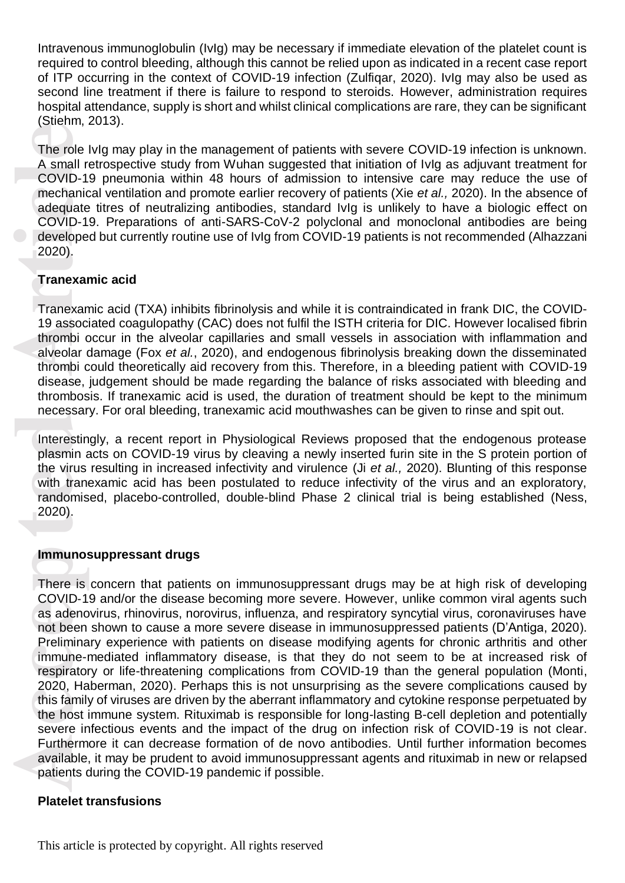Intravenous immunoglobulin (IvIg) may be necessary if immediate elevation of the platelet count is required to control bleeding, although this cannot be relied upon as indicated in a recent case report of ITP occurring in the context of COVID-19 infection (Zulfiqar, 2020). IvIg may also be used as second line treatment if there is failure to respond to steroids. However, administration requires hospital attendance, supply is short and whilst clinical complications are rare, they can be significant (Stiehm, 2013).

The role IvIg may play in the management of patients with severe COVID-19 infection is unknown. A small retrospective study from Wuhan suggested that initiation of IvIg as adjuvant treatment for COVID-19 pneumonia within 48 hours of admission to intensive care may reduce the use of mechanical ventilation and promote earlier recovery of patients (Xie *et al.,* 2020). In the absence of adequate titres of neutralizing antibodies, standard IvIg is unlikely to have a biologic effect on COVID-19. Preparations of anti-SARS-CoV-2 polyclonal and monoclonal antibodies are being developed but currently routine use of IvIg from COVID-19 patients is not recommended (Alhazzani 2020).

**Tranexamic acid**

Tranexamic acid (TXA) inhibits fibrinolysis and while it is contraindicated in frank DIC, the COVID-19 associated coagulopathy (CAC) does not fulfil the ISTH criteria for DIC. However localised fibrin thrombi occur in the alveolar capillaries and small vessels in association with inflammation and alveolar damage (Fox *et al.*, 2020), and endogenous fibrinolysis breaking down the disseminated thrombi could theoretically aid recovery from this. Therefore, in a bleeding patient with COVID-19 disease, judgement should be made regarding the balance of risks associated with bleeding and thrombosis. If tranexamic acid is used, the duration of treatment should be kept to the minimum necessary. For oral bleeding, tranexamic acid mouthwashes can be given to rinse and spit out.

Interestingly, a recent report in Physiological Reviews proposed that the endogenous protease plasmin acts on COVID-19 virus by cleaving a newly inserted furin site in the S protein portion of the virus resulting in increased infectivity and virulence (Ji *et al.,* 2020). Blunting of this response with tranexamic acid has been postulated to reduce infectivity of the virus and an exploratory, randomised, placebo-controlled, double-blind Phase 2 clinical trial is being established (Ness, 2020).

**Immunosuppressant drugs**

There is concern that patients on immunosuppressant drugs may be at high risk of developing COVID-19 and/or the disease becoming more severe. However, unlike common viral agents such as adenovirus, rhinovirus, norovirus, influenza, and respiratory syncytial virus, coronaviruses have not been shown to cause a more severe disease in immunosuppressed patients (D'Antiga, 2020). Preliminary experience with patients on disease modifying agents for chronic arthritis and other immune-mediated inflammatory disease, is that they do not seem to be at increased risk of respiratory or life-threatening complications from COVID-19 than the general population (Monti, 2020, Haberman, 2020). Perhaps this is not unsurprising as the severe complications caused by this family of viruses are driven by the aberrant inflammatory and cytokine response perpetuated by the host immune system. Rituximab is responsible for long-lasting B-cell depletion and potentially severe infectious events and the impact of the drug on infection risk of COVID-19 is not clear. Furthermore it can decrease formation of de novo antibodies. Until further information becomes available, it may be prudent to avoid immunosuppressant agents and rituximab in new or relapsed patients during the COVID-19 pandemic if possible.

**Platelet transfusions**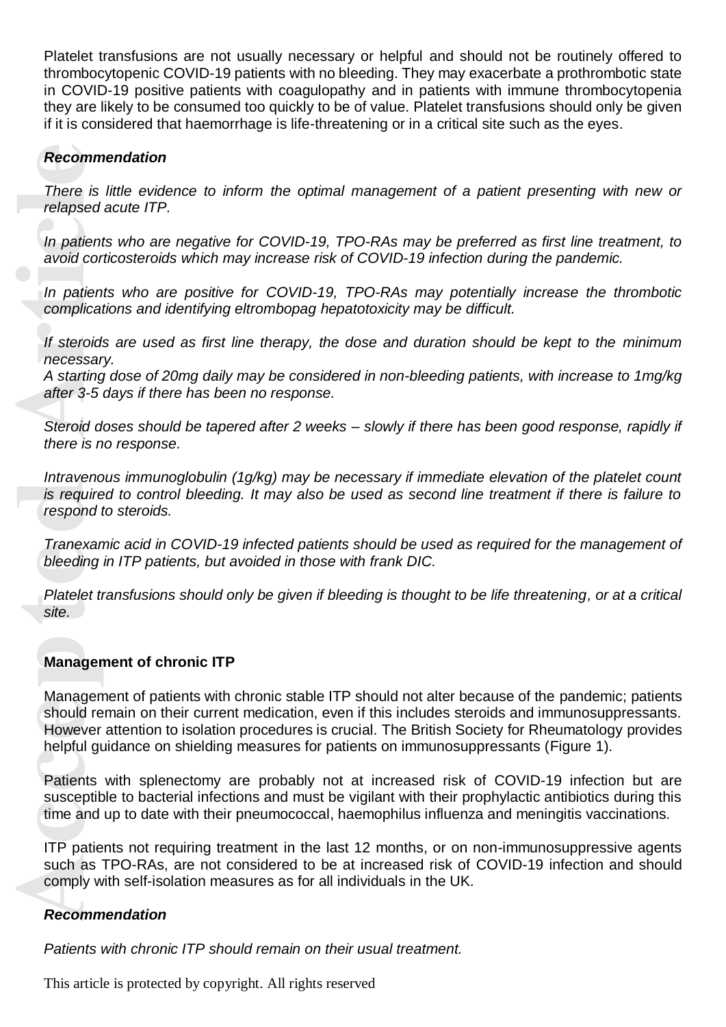Platelet transfusions are not usually necessary or helpful and should not be routinely offered to thrombocytopenic COVID-19 patients with no bleeding. They may exacerbate a prothrombotic state in COVID-19 positive patients with coagulopathy and in patients with immune thrombocytopenia they are likely to be consumed too quickly to be of value. Platelet transfusions should only be given if it is considered that haemorrhage is life-threatening or in a critical site such as the eyes.

***Recommendation***

*There is little evidence to inform the optimal management of a patient presenting with new or relapsed acute ITP.*

*In patients who are negative for COVID-19, TPO-RAs may be preferred as first line treatment, to avoid corticosteroids which may increase risk of COVID-19 infection during the pandemic.*

*In patients who are positive for COVID-19, TPO-RAs may potentially increase the thrombotic complications and identifying eltrombopag hepatotoxicity may be difficult.*

*If steroids are used as first line therapy, the dose and duration should be kept to the minimum necessary.*
*A starting dose of 20mg daily may be considered in non-bleeding patients, with increase to 1mg/kg after 3-5 days if there has been no response.*

*Steroid doses should be tapered after 2 weeks – slowly if there has been good response, rapidly if there is no response.*

*Intravenous immunoglobulin (1g/kg) may be necessary if immediate elevation of the platelet count is required to control bleeding. It may also be used as second line treatment if there is failure to respond to steroids.*

*Tranexamic acid in COVID-19 infected patients should be used as required for the management of bleeding in ITP patients, but avoided in those with frank DIC.*

*Platelet transfusions should only be given if bleeding is thought to be life threatening, or at a critical site.*

**Management of chronic ITP**

Management of patients with chronic stable ITP should not alter because of the pandemic; patients should remain on their current medication, even if this includes steroids and immunosuppressants. However attention to isolation procedures is crucial. The British Society for Rheumatology provides helpful guidance on shielding measures for patients on immunosuppressants (Figure 1).

Patients with splenectomy are probably not at increased risk of COVID-19 infection but are susceptible to bacterial infections and must be vigilant with their prophylactic antibiotics during this time and up to date with their pneumococcal, haemophilus influenza and meningitis vaccinations.

ITP patients not requiring treatment in the last 12 months, or on non-immunosuppressive agents such as TPO-RAs, are not considered to be at increased risk of COVID-19 infection and should comply with self-isolation measures as for all individuals in the UK.

***Recommendation***

*Patients with chronic ITP should remain on their usual treatment.*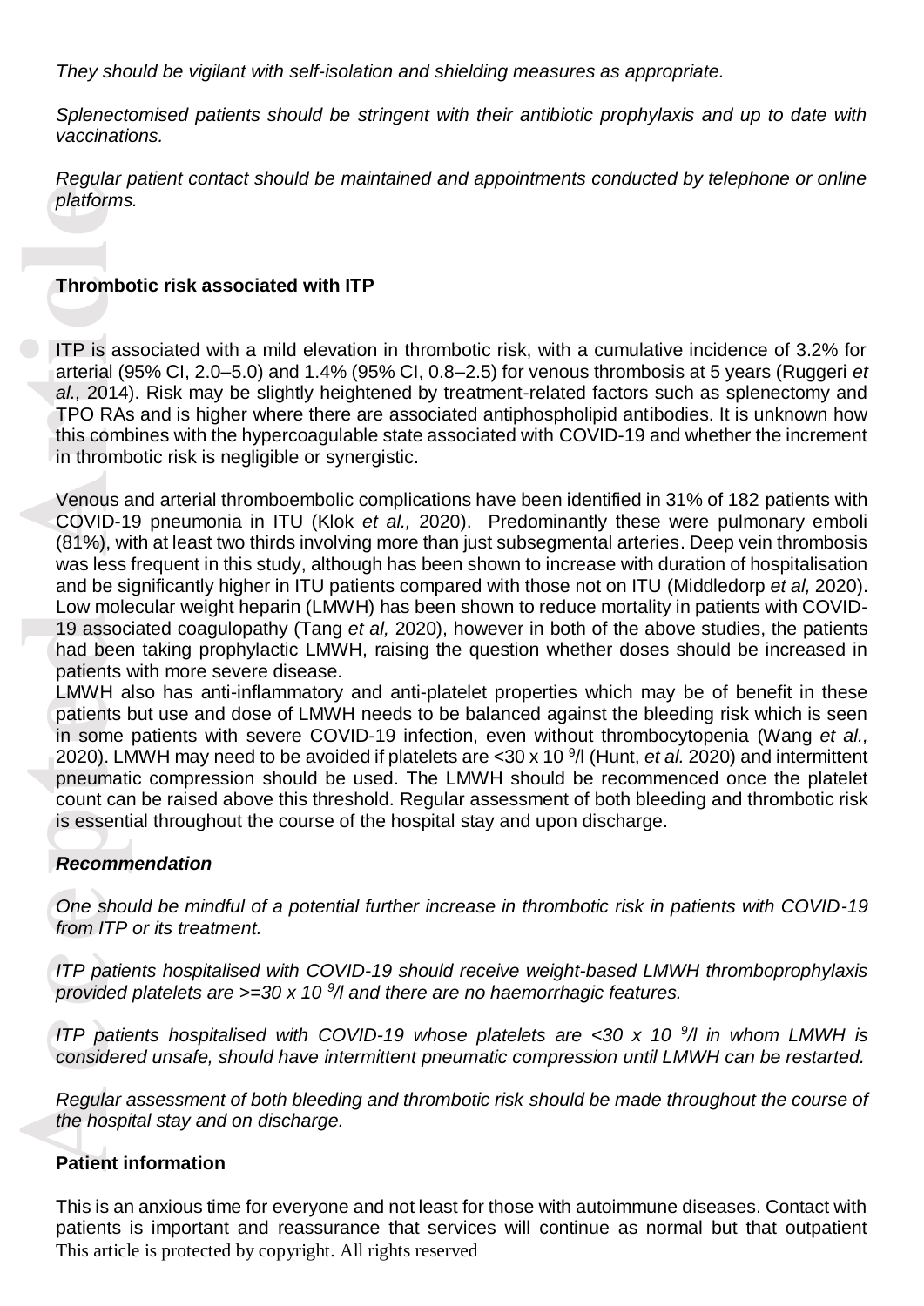*They should be vigilant with self-isolation and shielding measures as appropriate.*

*Splenectomised patients should be stringent with their antibiotic prophylaxis and up to date with vaccinations.*

*Regular patient contact should be maintained and appointments conducted by telephone or online platforms.*

**Thrombotic risk associated with ITP**

ITP is associated with a mild elevation in thrombotic risk, with a cumulative incidence of 3.2% for arterial (95% CI, 2.0–5.0) and 1.4% (95% CI, 0.8–2.5) for venous thrombosis at 5 years (Ruggeri *et al.,* 2014). Risk may be slightly heightened by treatment-related factors such as splenectomy and TPO RAs and is higher where there are associated antiphospholipid antibodies. It is unknown how this combines with the hypercoagulable state associated with COVID-19 and whether the increment in thrombotic risk is negligible or synergistic.

Venous and arterial thromboembolic complications have been identified in 31% of 182 patients with COVID-19 pneumonia in ITU (Klok *et al.,* 2020). Predominantly these were pulmonary emboli (81%), with at least two thirds involving more than just subsegmental arteries. Deep vein thrombosis was less frequent in this study, although has been shown to increase with duration of hospitalisation and be significantly higher in ITU patients compared with those not on ITU (Middledorp *et al,* 2020). Low molecular weight heparin (LMWH) has been shown to reduce mortality in patients with COVID-19 associated coagulopathy (Tang *et al,* 2020), however in both of the above studies, the patients had been taking prophylactic LMWH, raising the question whether doses should be increased in patients with more severe disease.

LMWH also has anti-inflammatory and anti-platelet properties which may be of benefit in these patients but use and dose of LMWH needs to be balanced against the bleeding risk which is seen in some patients with severe COVID-19 infection, even without thrombocytopenia (Wang *et al.,* 2020). LMWH may need to be avoided if platelets are <30 x $10^9$/l (Hunt, *et al.* 2020) and intermittent pneumatic compression should be used. The LMWH should be recommenced once the platelet count can be raised above this threshold. Regular assessment of both bleeding and thrombotic risk is essential throughout the course of the hospital stay and upon discharge.

***Recommendation***

*One should be mindful of a potential further increase in thrombotic risk in patients with COVID-19 from ITP or its treatment.*

*ITP patients hospitalised with COVID-19 should receive weight-based LMWH thromboprophylaxis provided platelets are >=30 x $10^9$/l and there are no haemorrhagic features.*

*ITP patients hospitalised with COVID-19 whose platelets are <30 x $10^9$/l in whom LMWH is considered unsafe, should have intermittent pneumatic compression until LMWH can be restarted.*

*Regular assessment of both bleeding and thrombotic risk should be made throughout the course of the hospital stay and on discharge.*

**Patient information**

This is an anxious time for everyone and not least for those with autoimmune diseases. Contact with patients is important and reassurance that services will continue as normal but that outpatient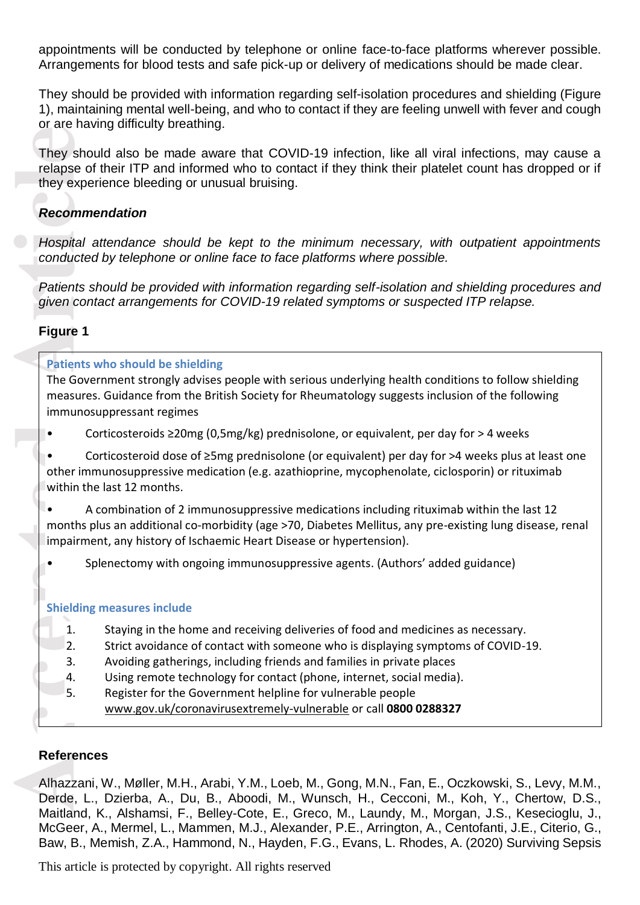appointments will be conducted by telephone or online face-to-face platforms wherever possible. Arrangements for blood tests and safe pick-up or delivery of medications should be made clear.

They should be provided with information regarding self-isolation procedures and shielding (Figure 1), maintaining mental well-being, and who to contact if they are feeling unwell with fever and cough or are having difficulty breathing.

They should also be made aware that COVID-19 infection, like all viral infections, may cause a relapse of their ITP and informed who to contact if they think their platelet count has dropped or if they experience bleeding or unusual bruising.

***Recommendation***

*Hospital attendance should be kept to the minimum necessary, with outpatient appointments conducted by telephone or online face to face platforms where possible.*

*Patients should be provided with information regarding self-isolation and shielding procedures and given contact arrangements for COVID-19 related symptoms or suspected ITP relapse.*

**Figure 1**

**Patients who should be shielding**

The Government strongly advises people with serious underlying health conditions to follow shielding measures. Guidance from the British Society for Rheumatology suggests inclusion of the following immunosuppressant regimes

- Corticosteroids ≥20mg (0,5mg/kg) prednisolone, or equivalent, per day for > 4 weeks
- Corticosteroid dose of ≥5mg prednisolone (or equivalent) per day for >4 weeks plus at least one other immunosuppressive medication (e.g. azathioprine, mycophenolate, ciclosporin) or rituximab within the last 12 months.
- A combination of 2 immunosuppressive medications including rituximab within the last 12 months plus an additional co-morbidity (age >70, Diabetes Mellitus, any pre-existing lung disease, renal impairment, any history of Ischaemic Heart Disease or hypertension).
- Splenectomy with ongoing immunosuppressive agents. (Authors' added guidance)

**Shielding measures include**

1. Staying in the home and receiving deliveries of food and medicines as necessary.
2. Strict avoidance of contact with someone who is displaying symptoms of COVID-19.
3. Avoiding gatherings, including friends and families in private places
4. Using remote technology for contact (phone, internet, social media).
5. Register for the Government helpline for vulnerable people www.gov.uk/coronavirusextremely-vulnerable or call **0800 0288327**

**References**

Alhazzani, W., Møller, M.H., Arabi, Y.M., Loeb, M., Gong, M.N., Fan, E., Oczkowski, S., Levy, M.M., Derde, L., Dzierba, A., Du, B., Aboodi, M., Wunsch, H., Cecconi, M., Koh, Y., Chertow, D.S., Maitland, K., Alshamsi, F., Belley-Cote, E., Greco, M., Laundy, M., Morgan, J.S., Kesecioglu, J., McGeer, A., Mermel, L., Mammen, M.J., Alexander, P.E., Arrington, A., Centofanti, J.E., Citerio, G., Baw, B., Memish, Z.A., Hammond, N., Hayden, F.G., Evans, L. Rhodes, A. (2020) Surviving Sepsis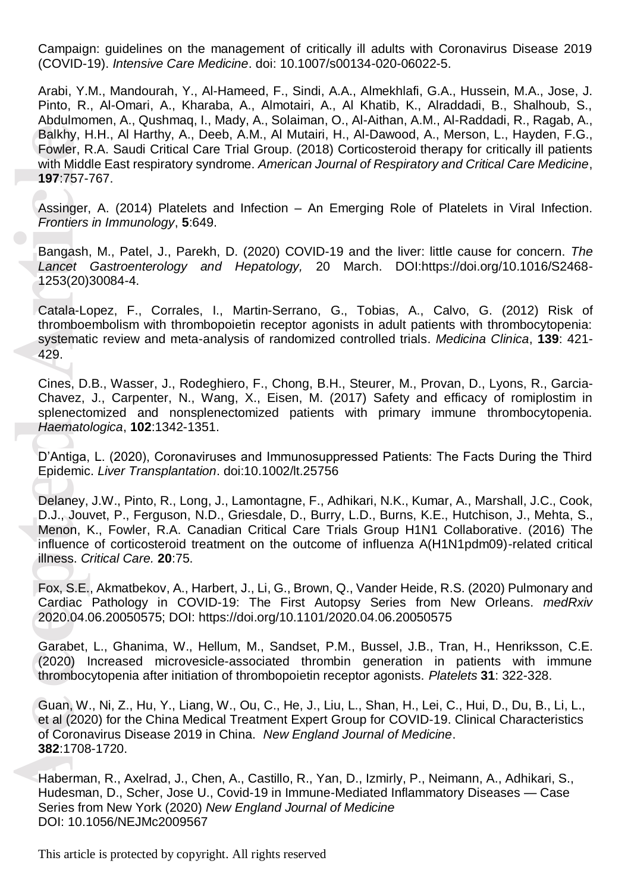Campaign: guidelines on the management of critically ill adults with Coronavirus Disease 2019 (COVID-19). *Intensive Care Medicine*. doi: 10.1007/s00134-020-06022-5.

Arabi, Y.M., Mandourah, Y., Al-Hameed, F., Sindi, A.A., Almekhlafi, G.A., Hussein, M.A., Jose, J. Pinto, R., Al-Omari, A., Kharaba, A., Almotairi, A., Al Khatib, K., Alraddadi, B., Shalhoub, S., Abdulmomen, A., Qushmaq, I., Mady, A., Solaiman, O., Al-Aithan, A.M., Al-Raddadi, R., Ragab, A., Balkhy, H.H., Al Harthy, A., Deeb, A.M., Al Mutairi, H., Al-Dawood, A., Merson, L., Hayden, F.G., Fowler, R.A. Saudi Critical Care Trial Group. (2018) Corticosteroid therapy for critically ill patients with Middle East respiratory syndrome. *American Journal of Respiratory and Critical Care Medicine*, **197**:757-767.

Assinger, A. (2014) Platelets and Infection – An Emerging Role of Platelets in Viral Infection. *Frontiers in Immunology*, **5**:649.

Bangash, M., Patel, J., Parekh, D. (2020) COVID-19 and the liver: little cause for concern. *The Lancet Gastroenterology and Hepatology,* 20 March. DOI:https://doi.org/10.1016/S2468-1253(20)30084-4.

Catala-Lopez, F., Corrales, I., Martin-Serrano, G., Tobias, A., Calvo, G. (2012) Risk of thromboembolism with thrombopoietin receptor agonists in adult patients with thrombocytopenia: systematic review and meta-analysis of randomized controlled trials. *Medicina Clinica*, **139**: 421-429.

Cines, D.B., Wasser, J., Rodeghiero, F., Chong, B.H., Steurer, M., Provan, D., Lyons, R., Garcia-Chavez, J., Carpenter, N., Wang, X., Eisen, M. (2017) Safety and efficacy of romiplostim in splenectomized and nonsplenectomized patients with primary immune thrombocytopenia. *Haematologica*, **102**:1342-1351.

D'Antiga, L. (2020), Coronaviruses and Immunosuppressed Patients: The Facts During the Third Epidemic. *Liver Transplantation*. doi:10.1002/lt.25756

Delaney, J.W., Pinto, R., Long, J., Lamontagne, F., Adhikari, N.K., Kumar, A., Marshall, J.C., Cook, D.J., Jouvet, P., Ferguson, N.D., Griesdale, D., Burry, L.D., Burns, K.E., Hutchison, J., Mehta, S., Menon, K., Fowler, R.A. Canadian Critical Care Trials Group H1N1 Collaborative. (2016) The influence of corticosteroid treatment on the outcome of influenza A(H1N1pdm09)-related critical illness. *Critical Care.* **20**:75.

Fox, S.E., Akmatbekov, A., Harbert, J., Li, G., Brown, Q., Vander Heide, R.S. (2020) Pulmonary and Cardiac Pathology in COVID-19: The First Autopsy Series from New Orleans. *medRxiv* 2020.04.06.20050575; DOI: https://doi.org/10.1101/2020.04.06.20050575

Garabet, L., Ghanima, W., Hellum, M., Sandset, P.M., Bussel, J.B., Tran, H., Henriksson, C.E. (2020) Increased microvesicle-associated thrombin generation in patients with immune thrombocytopenia after initiation of thrombopoietin receptor agonists. *Platelets* **31**: 322-328.

Guan, W., Ni, Z., Hu, Y., Liang, W., Ou, C., He, J., Liu, L., Shan, H., Lei, C., Hui, D., Du, B., Li, L., et al (2020) for the China Medical Treatment Expert Group for COVID-19. Clinical Characteristics of Coronavirus Disease 2019 in China. *New England Journal of Medicine*. **382**:1708-1720.

Haberman, R., Axelrad, J., Chen, A., Castillo, R., Yan, D., Izmirly, P., Neimann, A., Adhikari, S., Hudesman, D., Scher, Jose U., Covid-19 in Immune-Mediated Inflammatory Diseases — Case Series from New York (2020) *New England Journal of Medicine* DOI: 10.1056/NEJMc2009567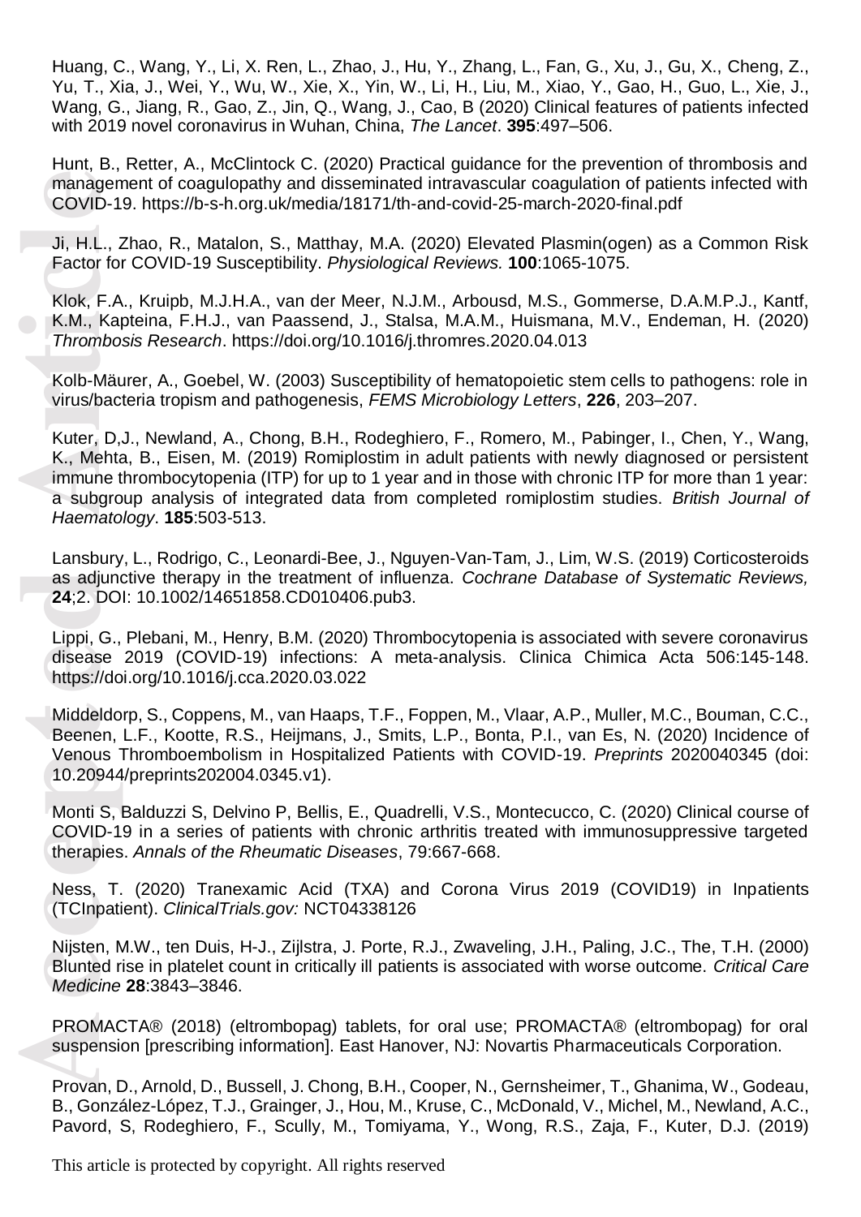Huang, C., Wang, Y., Li, X. Ren, L., Zhao, J., Hu, Y., Zhang, L., Fan, G., Xu, J., Gu, X., Cheng, Z., Yu, T., Xia, J., Wei, Y., Wu, W., Xie, X., Yin, W., Li, H., Liu, M., Xiao, Y., Gao, H., Guo, L., Xie, J., Wang, G., Jiang, R., Gao, Z., Jin, Q., Wang, J., Cao, B (2020) Clinical features of patients infected with 2019 novel coronavirus in Wuhan, China, *The Lancet*. **395**:497–506.

Hunt, B., Retter, A., McClintock C. (2020) Practical guidance for the prevention of thrombosis and management of coagulopathy and disseminated intravascular coagulation of patients infected with COVID-19. https://b-s-h.org.uk/media/18171/th-and-covid-25-march-2020-final.pdf

Ji, H.L., Zhao, R., Matalon, S., Matthay, M.A. (2020) Elevated Plasmin(ogen) as a Common Risk Factor for COVID-19 Susceptibility. *Physiological Reviews.* **100**:1065-1075.

Klok, F.A., Kruipb, M.J.H.A., van der Meer, N.J.M., Arbousd, M.S., Gommerse, D.A.M.P.J., Kantf, K.M., Kapteina, F.H.J., van Paassend, J., Stalsa, M.A.M., Huismana, M.V., Endeman, H. (2020) *Thrombosis Research*. https://doi.org/10.1016/j.thromres.2020.04.013

Kolb-Mäurer, A., Goebel, W. (2003) Susceptibility of hematopoietic stem cells to pathogens: role in virus/bacteria tropism and pathogenesis, *FEMS Microbiology Letters*, **226**, 203–207.

Kuter, D,J., Newland, A., Chong, B.H., Rodeghiero, F., Romero, M., Pabinger, I., Chen, Y., Wang, K., Mehta, B., Eisen, M. (2019) Romiplostim in adult patients with newly diagnosed or persistent immune thrombocytopenia (ITP) for up to 1 year and in those with chronic ITP for more than 1 year: a subgroup analysis of integrated data from completed romiplostim studies. *British Journal of Haematology*. **185**:503-513.

Lansbury, L., Rodrigo, C., Leonardi-Bee, J., Nguyen-Van-Tam, J., Lim, W.S. (2019) Corticosteroids as adjunctive therapy in the treatment of influenza. *Cochrane Database of Systematic Reviews,* **24**;2. DOI: 10.1002/14651858.CD010406.pub3.

Lippi, G., Plebani, M., Henry, B.M. (2020) Thrombocytopenia is associated with severe coronavirus disease 2019 (COVID-19) infections: A meta-analysis. Clinica Chimica Acta 506:145-148. https://doi.org/10.1016/j.cca.2020.03.022

Middeldorp, S., Coppens, M., van Haaps, T.F., Foppen, M., Vlaar, A.P., Muller, M.C., Bouman, C.C., Beenen, L.F., Kootte, R.S., Heijmans, J., Smits, L.P., Bonta, P.I., van Es, N. (2020) Incidence of Venous Thromboembolism in Hospitalized Patients with COVID-19. *Preprints* 2020040345 (doi: 10.20944/preprints202004.0345.v1).

Monti S, Balduzzi S, Delvino P, Bellis, E., Quadrelli, V.S., Montecucco, C. (2020) Clinical course of COVID-19 in a series of patients with chronic arthritis treated with immunosuppressive targeted therapies. *Annals of the Rheumatic Diseases*, 79:667-668.

Ness, T. (2020) Tranexamic Acid (TXA) and Corona Virus 2019 (COVID19) in Inpatients (TCInpatient). *ClinicalTrials.gov:* NCT04338126

Nijsten, M.W., ten Duis, H-J., Zijlstra, J. Porte, R.J., Zwaveling, J.H., Paling, J.C., The, T.H. (2000) Blunted rise in platelet count in critically ill patients is associated with worse outcome. *Critical Care Medicine* **28**:3843–3846.

PROMACTA® (2018) (eltrombopag) tablets, for oral use; PROMACTA® (eltrombopag) for oral suspension [prescribing information]. East Hanover, NJ: Novartis Pharmaceuticals Corporation.

Provan, D., Arnold, D., Bussell, J. Chong, B.H., Cooper, N., Gernsheimer, T., Ghanima, W., Godeau, B., González-López, T.J., Grainger, J., Hou, M., Kruse, C., McDonald, V., Michel, M., Newland, A.C., Pavord, S, Rodeghiero, F., Scully, M., Tomiyama, Y., Wong, R.S., Zaja, F., Kuter, D.J. (2019)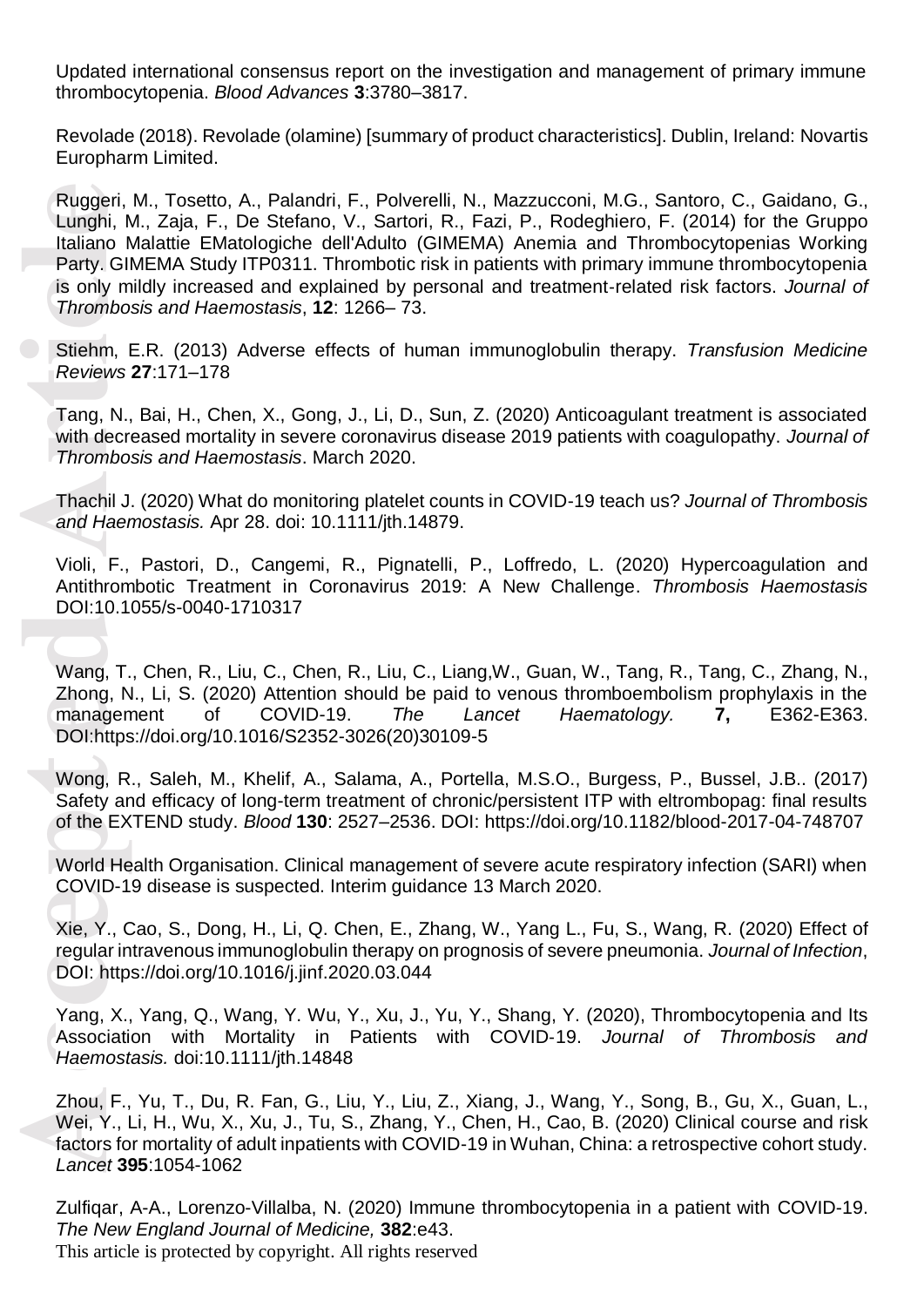Updated international consensus report on the investigation and management of primary immune thrombocytopenia. *Blood Advances* **3**:3780–3817.

Revolade (2018). Revolade (olamine) [summary of product characteristics]. Dublin, Ireland: Novartis Europharm Limited.

Ruggeri, M., Tosetto, A., Palandri, F., Polverelli, N., Mazzucconi, M.G., Santoro, C., Gaidano, G., Lunghi, M., Zaja, F., De Stefano, V., Sartori, R., Fazi, P., Rodeghiero, F. (2014) for the Gruppo Italiano Malattie EMatologiche dell'Adulto (GIMEMA) Anemia and Thrombocytopenias Working Party. GIMEMA Study ITP0311. Thrombotic risk in patients with primary immune thrombocytopenia is only mildly increased and explained by personal and treatment-related risk factors. *Journal of Thrombosis and Haemostasis*, **12**: 1266– 73.

Stiehm, E.R. (2013) Adverse effects of human immunoglobulin therapy. *Transfusion Medicine Reviews* **27**:171–178

Tang, N., Bai, H., Chen, X., Gong, J., Li, D., Sun, Z. (2020) Anticoagulant treatment is associated with decreased mortality in severe coronavirus disease 2019 patients with coagulopathy. *Journal of Thrombosis and Haemostasis*. March 2020.

Thachil J. (2020) What do monitoring platelet counts in COVID-19 teach us? *Journal of Thrombosis and Haemostasis.* Apr 28. doi: 10.1111/jth.14879.

Violi, F., Pastori, D., Cangemi, R., Pignatelli, P., Loffredo, L. (2020) Hypercoagulation and Antithrombotic Treatment in Coronavirus 2019: A New Challenge. *Thrombosis Haemostasis* DOI:10.1055/s-0040-1710317

Wang, T., Chen, R., Liu, C., Chen, R., Liu, C., Liang,W., Guan, W., Tang, R., Tang, C., Zhang, N., Zhong, N., Li, S. (2020) Attention should be paid to venous thromboembolism prophylaxis in the management of COVID-19. *The Lancet Haematology.* **7,** E362-E363. DOI:https://doi.org/10.1016/S2352-3026(20)30109-5

Wong, R., Saleh, M., Khelif, A., Salama, A., Portella, M.S.O., Burgess, P., Bussel, J.B.. (2017) Safety and efficacy of long-term treatment of chronic/persistent ITP with eltrombopag: final results of the EXTEND study. *Blood* **130**: 2527–2536. DOI: https://doi.org/10.1182/blood-2017-04-748707

World Health Organisation. Clinical management of severe acute respiratory infection (SARI) when COVID-19 disease is suspected. Interim guidance 13 March 2020.

Xie, Y., Cao, S., Dong, H., Li, Q. Chen, E., Zhang, W., Yang L., Fu, S., Wang, R. (2020) Effect of regular intravenous immunoglobulin therapy on prognosis of severe pneumonia. *Journal of Infection*, DOI: https://doi.org/10.1016/j.jinf.2020.03.044

Yang, X., Yang, Q., Wang, Y. Wu, Y., Xu, J., Yu, Y., Shang, Y. (2020), Thrombocytopenia and Its Association with Mortality in Patients with COVID-19. *Journal of Thrombosis and Haemostasis.* doi:10.1111/jth.14848

Zhou, F., Yu, T., Du, R. Fan, G., Liu, Y., Liu, Z., Xiang, J., Wang, Y., Song, B., Gu, X., Guan, L., Wei, Y., Li, H., Wu, X., Xu, J., Tu, S., Zhang, Y., Chen, H., Cao, B. (2020) Clinical course and risk factors for mortality of adult inpatients with COVID-19 in Wuhan, China: a retrospective cohort study. *Lancet* **395**:1054-1062

Zulfiqar, A-A., Lorenzo-Villalba, N. (2020) Immune thrombocytopenia in a patient with COVID-19. *The New England Journal of Medicine,* **382**:e43.